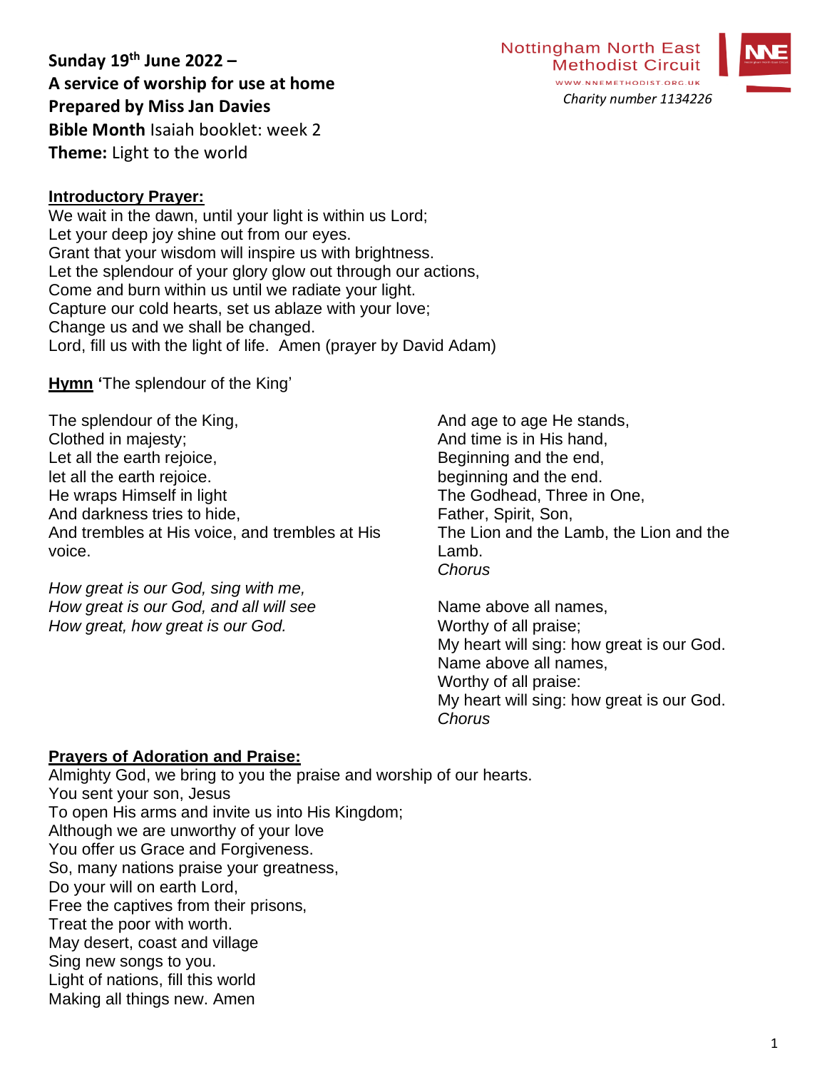**Sunday 19th June 2022 –**
**A service of worship for use at home**
**Prepared by Miss Jan Davies**
**Bible Month** Isaiah booklet: week 2
**Theme:** Light to the world

Nottingham North East Methodist Circuit
WWW.NNEMETHODIST.ORG.UK
*Charity number 1134226*

## Introductory Prayer:

We wait in the dawn, until your light is within us Lord;
Let your deep joy shine out from our eyes.
Grant that your wisdom will inspire us with brightness.
Let the splendour of your glory glow out through our actions,
Come and burn within us until we radiate your light.
Capture our cold hearts, set us ablaze with your love;
Change us and we shall be changed.
Lord, fill us with the light of life. Amen (prayer by David Adam)

**Hymn** 'The splendour of the King'

The splendour of the King,
Clothed in majesty;
Let all the earth rejoice,
let all the earth rejoice.
He wraps Himself in light
And darkness tries to hide,
And trembles at His voice, and trembles at His voice.

*How great is our God, sing with me,*
*How great is our God, and all will see*
*How great, how great is our God.*

And age to age He stands,
And time is in His hand,
Beginning and the end,
beginning and the end.
The Godhead, Three in One,
Father, Spirit, Son,
The Lion and the Lamb, the Lion and the Lamb.
*Chorus*

Name above all names,
Worthy of all praise;
My heart will sing: how great is our God.
Name above all names,
Worthy of all praise:
My heart will sing: how great is our God.
*Chorus*

## Prayers of Adoration and Praise:

Almighty God, we bring to you the praise and worship of our hearts.
You sent your son, Jesus
To open His arms and invite us into His Kingdom;
Although we are unworthy of your love
You offer us Grace and Forgiveness.
So, many nations praise your greatness,
Do your will on earth Lord,
Free the captives from their prisons,
Treat the poor with worth.
May desert, coast and village
Sing new songs to you.
Light of nations, fill this world
Making all things new. Amen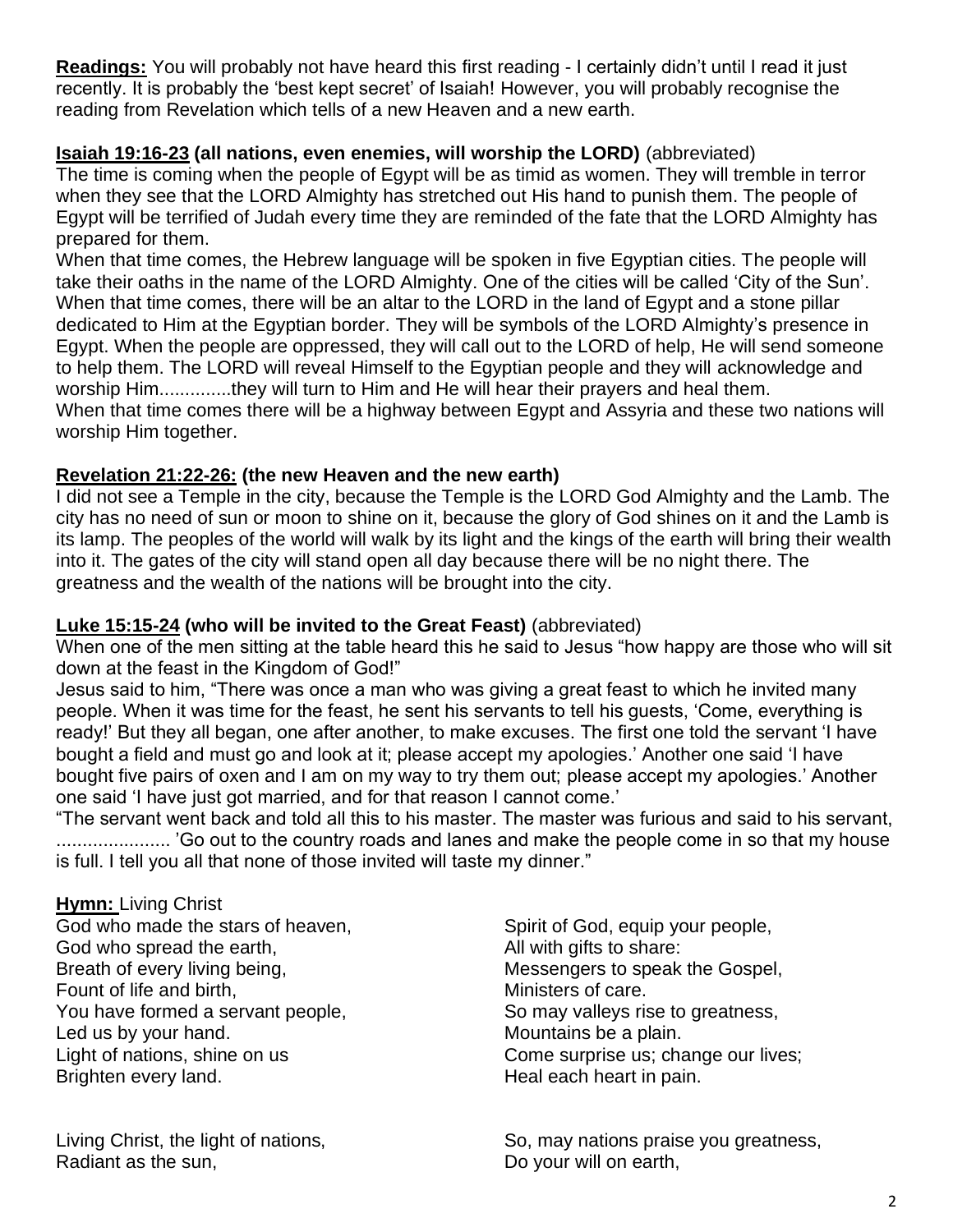**Readings:** You will probably not have heard this first reading - I certainly didn't until I read it just recently. It is probably the 'best kept secret' of Isaiah! However, you will probably recognise the reading from Revelation which tells of a new Heaven and a new earth.

**Isaiah 19:16-23 (all nations, even enemies, will worship the LORD)** (abbreviated)

The time is coming when the people of Egypt will be as timid as women. They will tremble in terror when they see that the LORD Almighty has stretched out His hand to punish them. The people of Egypt will be terrified of Judah every time they are reminded of the fate that the LORD Almighty has prepared for them.

When that time comes, the Hebrew language will be spoken in five Egyptian cities. The people will take their oaths in the name of the LORD Almighty. One of the cities will be called 'City of the Sun'. When that time comes, there will be an altar to the LORD in the land of Egypt and a stone pillar dedicated to Him at the Egyptian border. They will be symbols of the LORD Almighty's presence in Egypt. When the people are oppressed, they will call out to the LORD of help, He will send someone to help them. The LORD will reveal Himself to the Egyptian people and they will acknowledge and worship Him..............they will turn to Him and He will hear their prayers and heal them.

When that time comes there will be a highway between Egypt and Assyria and these two nations will worship Him together.

**Revelation 21:22-26: (the new Heaven and the new earth)**

I did not see a Temple in the city, because the Temple is the LORD God Almighty and the Lamb. The city has no need of sun or moon to shine on it, because the glory of God shines on it and the Lamb is its lamp. The peoples of the world will walk by its light and the kings of the earth will bring their wealth into it. The gates of the city will stand open all day because there will be no night there. The greatness and the wealth of the nations will be brought into the city.

**Luke 15:15-24 (who will be invited to the Great Feast)** (abbreviated)

When one of the men sitting at the table heard this he said to Jesus "how happy are those who will sit down at the feast in the Kingdom of God!"

Jesus said to him, "There was once a man who was giving a great feast to which he invited many people. When it was time for the feast, he sent his servants to tell his guests, 'Come, everything is ready!' But they all began, one after another, to make excuses. The first one told the servant 'I have bought a field and must go and look at it; please accept my apologies.' Another one said 'I have bought five pairs of oxen and I am on my way to try them out; please accept my apologies.' Another one said 'I have just got married, and for that reason I cannot come.'

"The servant went back and told all this to his master. The master was furious and said to his servant, ...................... 'Go out to the country roads and lanes and make the people come in so that my house is full. I tell you all that none of those invited will taste my dinner."

**Hymn:** Living Christ

God who made the stars of heaven,
God who spread the earth,
Breath of every living being,
Fount of life and birth,
You have formed a servant people,
Led us by your hand.
Light of nations, shine on us
Brighten every land.

Living Christ, the light of nations,
Radiant as the sun,

Spirit of God, equip your people,
All with gifts to share:
Messengers to speak the Gospel,
Ministers of care.
So may valleys rise to greatness,
Mountains be a plain.
Come surprise us; change our lives;
Heal each heart in pain.

So, may nations praise you greatness,
Do your will on earth,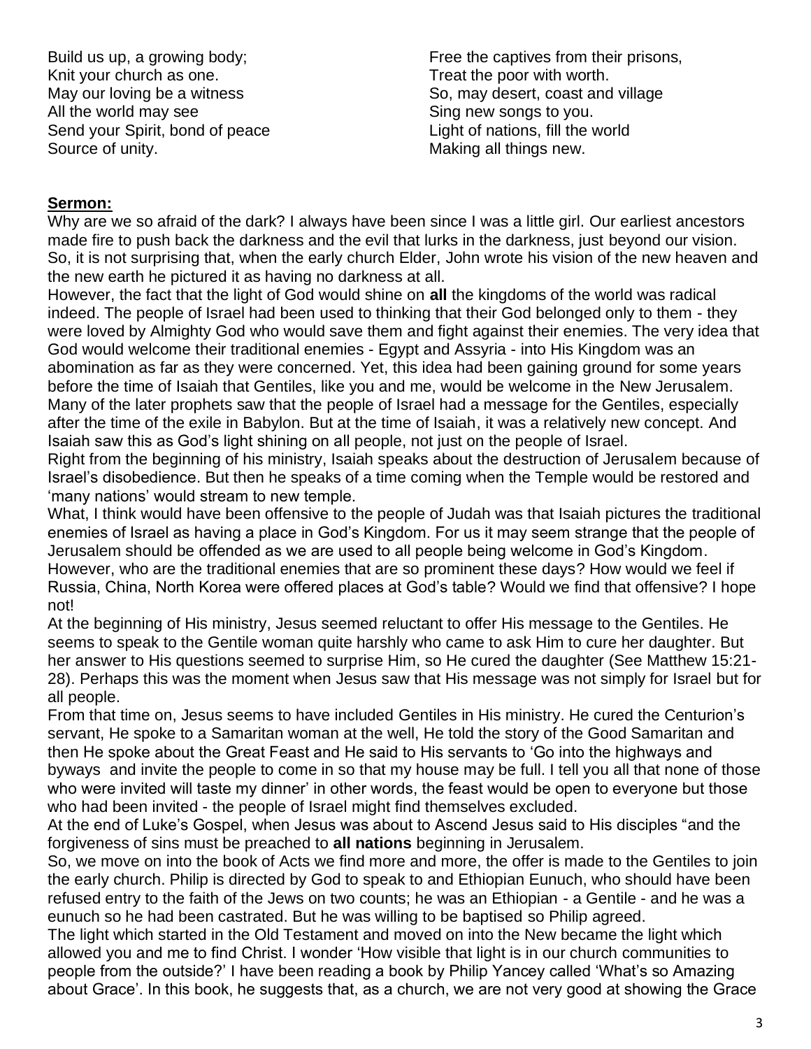Build us up, a growing body;
Knit your church as one.
May our loving be a witness
All the world may see
Send your Spirit, bond of peace
Source of unity.

Free the captives from their prisons,
Treat the poor with worth.
So, may desert, coast and village
Sing new songs to you.
Light of nations, fill the world
Making all things new.

**Sermon:**

Why are we so afraid of the dark? I always have been since I was a little girl. Our earliest ancestors made fire to push back the darkness and the evil that lurks in the darkness, just beyond our vision. So, it is not surprising that, when the early church Elder, John wrote his vision of the new heaven and the new earth he pictured it as having no darkness at all.

However, the fact that the light of God would shine on **all** the kingdoms of the world was radical indeed. The people of Israel had been used to thinking that their God belonged only to them - they were loved by Almighty God who would save them and fight against their enemies. The very idea that God would welcome their traditional enemies - Egypt and Assyria - into His Kingdom was an abomination as far as they were concerned. Yet, this idea had been gaining ground for some years before the time of Isaiah that Gentiles, like you and me, would be welcome in the New Jerusalem. Many of the later prophets saw that the people of Israel had a message for the Gentiles, especially after the time of the exile in Babylon. But at the time of Isaiah, it was a relatively new concept. And Isaiah saw this as God's light shining on all people, not just on the people of Israel.

Right from the beginning of his ministry, Isaiah speaks about the destruction of Jerusalem because of Israel's disobedience. But then he speaks of a time coming when the Temple would be restored and 'many nations' would stream to new temple.

What, I think would have been offensive to the people of Judah was that Isaiah pictures the traditional enemies of Israel as having a place in God's Kingdom. For us it may seem strange that the people of Jerusalem should be offended as we are used to all people being welcome in God's Kingdom. However, who are the traditional enemies that are so prominent these days? How would we feel if Russia, China, North Korea were offered places at God's table? Would we find that offensive? I hope not!

At the beginning of His ministry, Jesus seemed reluctant to offer His message to the Gentiles. He seems to speak to the Gentile woman quite harshly who came to ask Him to cure her daughter. But her answer to His questions seemed to surprise Him, so He cured the daughter (See Matthew 15:21-28). Perhaps this was the moment when Jesus saw that His message was not simply for Israel but for all people.

From that time on, Jesus seems to have included Gentiles in His ministry. He cured the Centurion's servant, He spoke to a Samaritan woman at the well, He told the story of the Good Samaritan and then He spoke about the Great Feast and He said to His servants to 'Go into the highways and byways and invite the people to come in so that my house may be full. I tell you all that none of those who were invited will taste my dinner' in other words, the feast would be open to everyone but those who had been invited - the people of Israel might find themselves excluded.

At the end of Luke's Gospel, when Jesus was about to Ascend Jesus said to His disciples "and the forgiveness of sins must be preached to **all nations** beginning in Jerusalem.

So, we move on into the book of Acts we find more and more, the offer is made to the Gentiles to join the early church. Philip is directed by God to speak to and Ethiopian Eunuch, who should have been refused entry to the faith of the Jews on two counts; he was an Ethiopian - a Gentile - and he was a eunuch so he had been castrated. But he was willing to be baptised so Philip agreed.

The light which started in the Old Testament and moved on into the New became the light which allowed you and me to find Christ. I wonder 'How visible that light is in our church communities to people from the outside?' I have been reading a book by Philip Yancey called 'What's so Amazing about Grace'. In this book, he suggests that, as a church, we are not very good at showing the Grace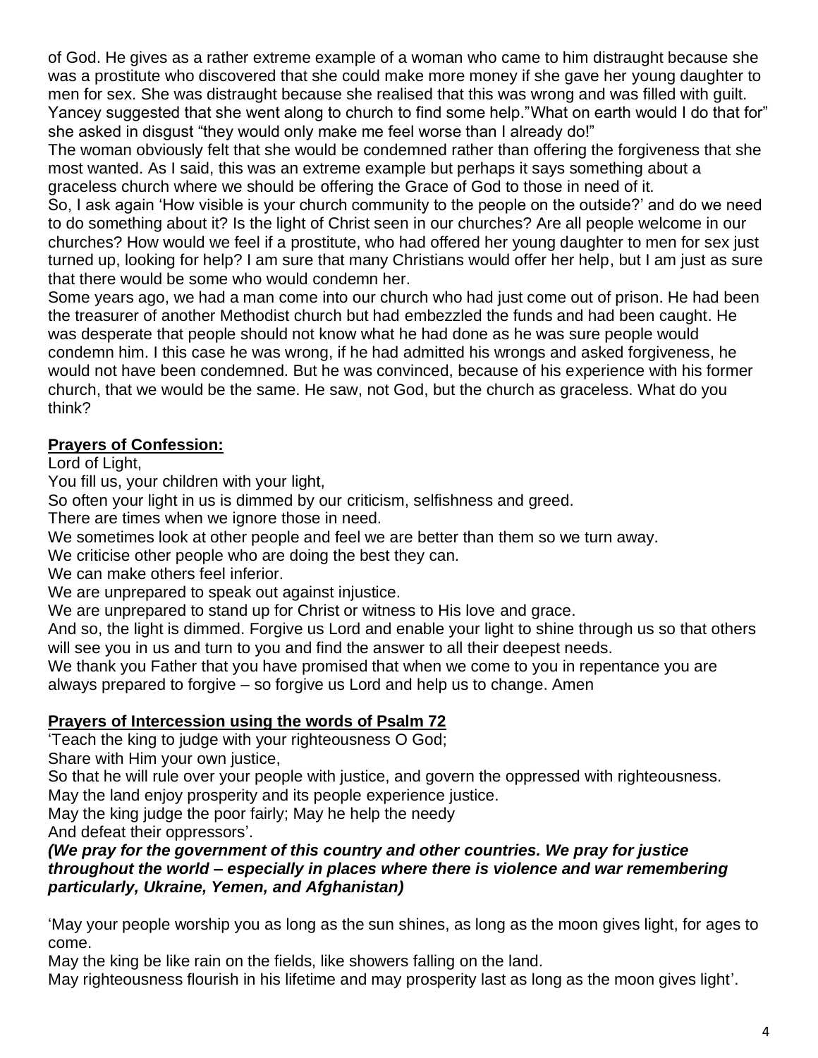of God. He gives as a rather extreme example of a woman who came to him distraught because she was a prostitute who discovered that she could make more money if she gave her young daughter to men for sex. She was distraught because she realised that this was wrong and was filled with guilt. Yancey suggested that she went along to church to find some help."What on earth would I do that for" she asked in disgust "they would only make me feel worse than I already do!"

The woman obviously felt that she would be condemned rather than offering the forgiveness that she most wanted. As I said, this was an extreme example but perhaps it says something about a graceless church where we should be offering the Grace of God to those in need of it.

So, I ask again 'How visible is your church community to the people on the outside?' and do we need to do something about it? Is the light of Christ seen in our churches? Are all people welcome in our churches? How would we feel if a prostitute, who had offered her young daughter to men for sex just turned up, looking for help? I am sure that many Christians would offer her help, but I am just as sure that there would be some who would condemn her.

Some years ago, we had a man come into our church who had just come out of prison. He had been the treasurer of another Methodist church but had embezzled the funds and had been caught. He was desperate that people should not know what he had done as he was sure people would condemn him. I this case he was wrong, if he had admitted his wrongs and asked forgiveness, he would not have been condemned. But he was convinced, because of his experience with his former church, that we would be the same. He saw, not God, but the church as graceless. What do you think?

**Prayers of Confession:**

Lord of Light,
You fill us, your children with your light,
So often your light in us is dimmed by our criticism, selfishness and greed.
There are times when we ignore those in need.
We sometimes look at other people and feel we are better than them so we turn away.
We criticise other people who are doing the best they can.
We can make others feel inferior.
We are unprepared to speak out against injustice.
We are unprepared to stand up for Christ or witness to His love and grace.
And so, the light is dimmed. Forgive us Lord and enable your light to shine through us so that others will see you in us and turn to you and find the answer to all their deepest needs.
We thank you Father that you have promised that when we come to you in repentance you are always prepared to forgive – so forgive us Lord and help us to change. Amen

**Prayers of Intercession using the words of Psalm 72**

'Teach the king to judge with your righteousness O God;
Share with Him your own justice,
So that he will rule over your people with justice, and govern the oppressed with righteousness.
May the land enjoy prosperity and its people experience justice.
May the king judge the poor fairly; May he help the needy
And defeat their oppressors'.
***(We pray for the government of this country and other countries. We pray for justice throughout the world – especially in places where there is violence and war remembering particularly, Ukraine, Yemen, and Afghanistan)***

'May your people worship you as long as the sun shines, as long as the moon gives light, for ages to come.
May the king be like rain on the fields, like showers falling on the land.
May righteousness flourish in his lifetime and may prosperity last as long as the moon gives light'.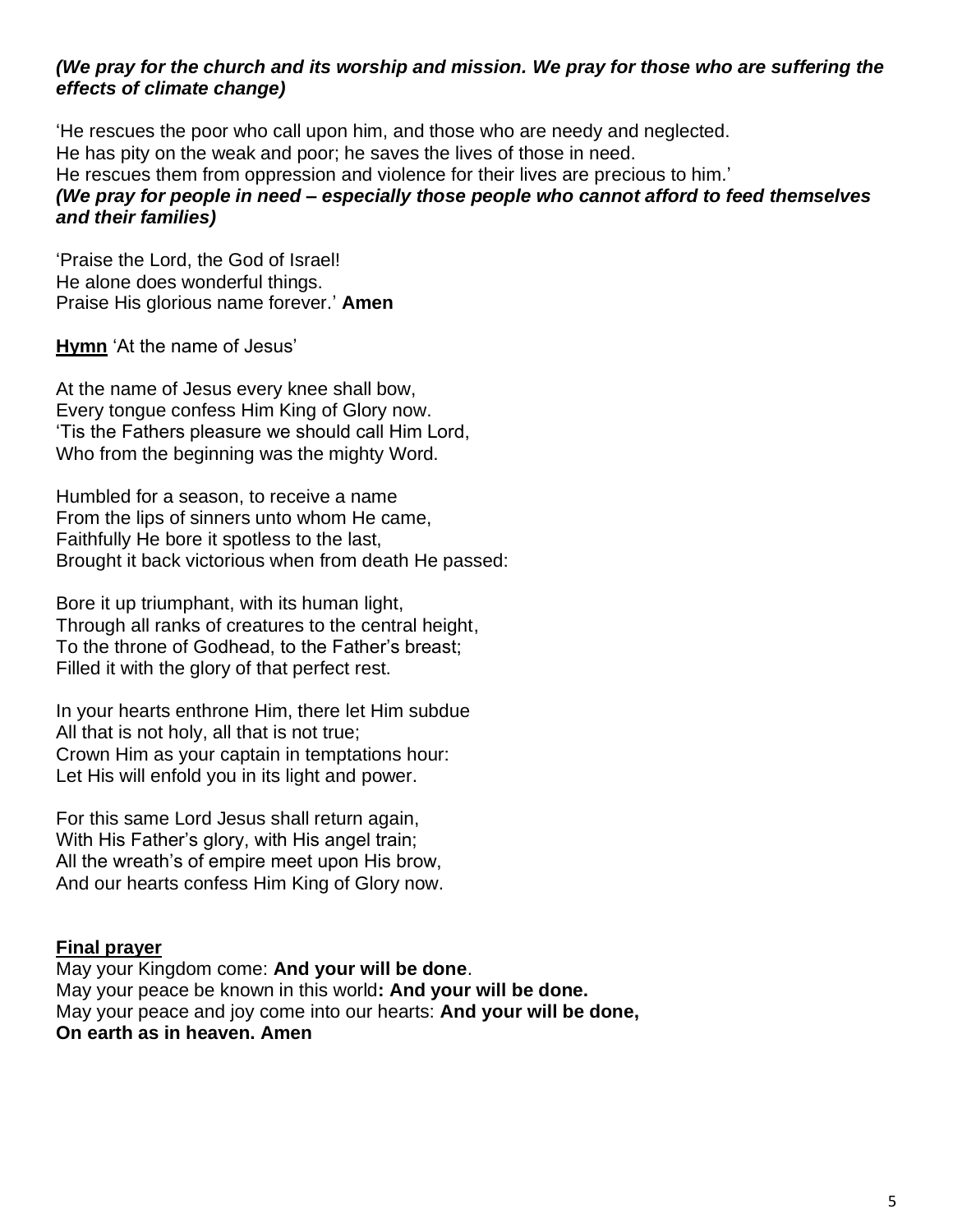***(We pray for the church and its worship and mission. We pray for those who are suffering the effects of climate change)***

'He rescues the poor who call upon him, and those who are needy and neglected.
He has pity on the weak and poor; he saves the lives of those in need.
He rescues them from oppression and violence for their lives are precious to him.'
***(We pray for people in need – especially those people who cannot afford to feed themselves and their families)***

'Praise the Lord, the God of Israel!
He alone does wonderful things.
Praise His glorious name forever.' **Amen**

**Hymn** 'At the name of Jesus'

At the name of Jesus every knee shall bow,
Every tongue confess Him King of Glory now.
'Tis the Fathers pleasure we should call Him Lord,
Who from the beginning was the mighty Word.

Humbled for a season, to receive a name
From the lips of sinners unto whom He came,
Faithfully He bore it spotless to the last,
Brought it back victorious when from death He passed:

Bore it up triumphant, with its human light,
Through all ranks of creatures to the central height,
To the throne of Godhead, to the Father's breast;
Filled it with the glory of that perfect rest.

In your hearts enthrone Him, there let Him subdue
All that is not holy, all that is not true;
Crown Him as your captain in temptations hour:
Let His will enfold you in its light and power.

For this same Lord Jesus shall return again,
With His Father's glory, with His angel train;
All the wreath's of empire meet upon His brow,
And our hearts confess Him King of Glory now.

**Final prayer**
May your Kingdom come: **And your will be done**.
May your peace be known in this world**: And your will be done.**
May your peace and joy come into our hearts: **And your will be done,**
**On earth as in heaven. Amen**